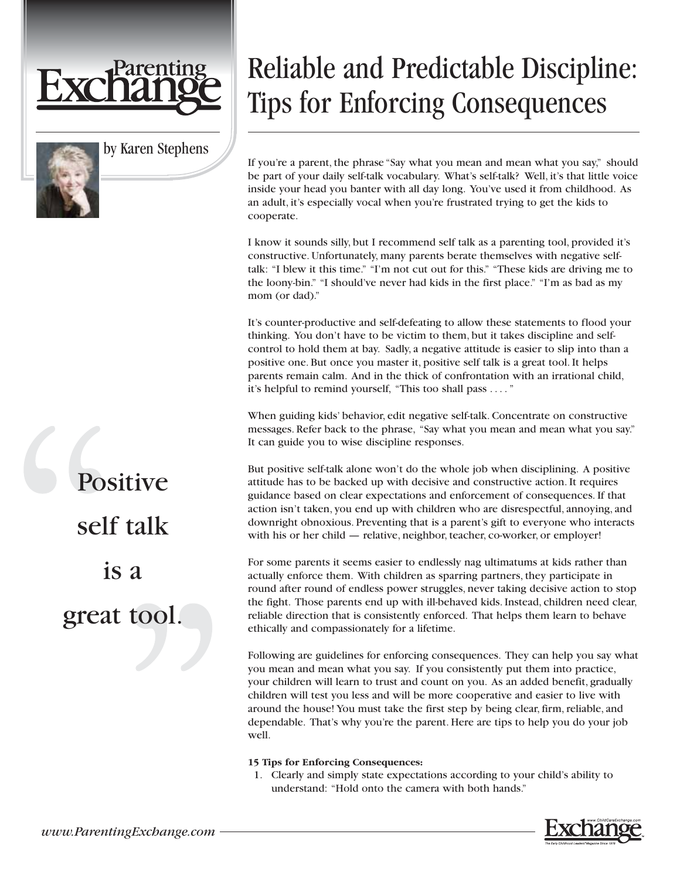# Reliable and Predictable Discipline: Tips for Enforcing Consequences

by Karen Stephens

If you're a parent, the phrase "Say what you mean and mean what you say," should be part of your daily self-talk vocabulary. What's self-talk? Well, it's that little voice inside your head you banter with all day long. You've used it from childhood. As an adult, it's especially vocal when you're frustrated trying to get the kids to cooperate.

I know it sounds silly, but I recommend self talk as a parenting tool, provided it's constructive. Unfortunately, many parents berate themselves with negative self-talk: "I blew it this time." "I'm not cut out for this." "These kids are driving me to the loony-bin." "I should've never had kids in the first place." "I'm as bad as my mom (or dad)."

It's counter-productive and self-defeating to allow these statements to flood your thinking. You don't have to be victim to them, but it takes discipline and self-control to hold them at bay. Sadly, a negative attitude is easier to slip into than a positive one. But once you master it, positive self talk is a great tool. It helps parents remain calm. And in the thick of confrontation with an irrational child, it's helpful to remind yourself, "This too shall pass . . . . "

> "Positive self talk is a great tool."

When guiding kids' behavior, edit negative self-talk. Concentrate on constructive messages. Refer back to the phrase, "Say what you mean and mean what you say." It can guide you to wise discipline responses.

But positive self-talk alone won't do the whole job when disciplining. A positive attitude has to be backed up with decisive and constructive action. It requires guidance based on clear expectations and enforcement of consequences. If that action isn't taken, you end up with children who are disrespectful, annoying, and downright obnoxious. Preventing that is a parent's gift to everyone who interacts with his or her child — relative, neighbor, teacher, co-worker, or employer!

For some parents it seems easier to endlessly nag ultimatums at kids rather than actually enforce them. With children as sparring partners, they participate in round after round of endless power struggles, never taking decisive action to stop the fight. Those parents end up with ill-behaved kids. Instead, children need clear, reliable direction that is consistently enforced. That helps them learn to behave ethically and compassionately for a lifetime.

Following are guidelines for enforcing consequences. They can help you say what you mean and mean what you say. If you consistently put them into practice, your children will learn to trust and count on you. As an added benefit, gradually children will test you less and will be more cooperative and easier to live with around the house! You must take the first step by being clear, firm, reliable, and dependable. That's why you're the parent. Here are tips to help you do your job well.

**15 Tips for Enforcing Consequences:**

1. Clearly and simply state expectations according to your child's ability to understand: "Hold onto the camera with both hands."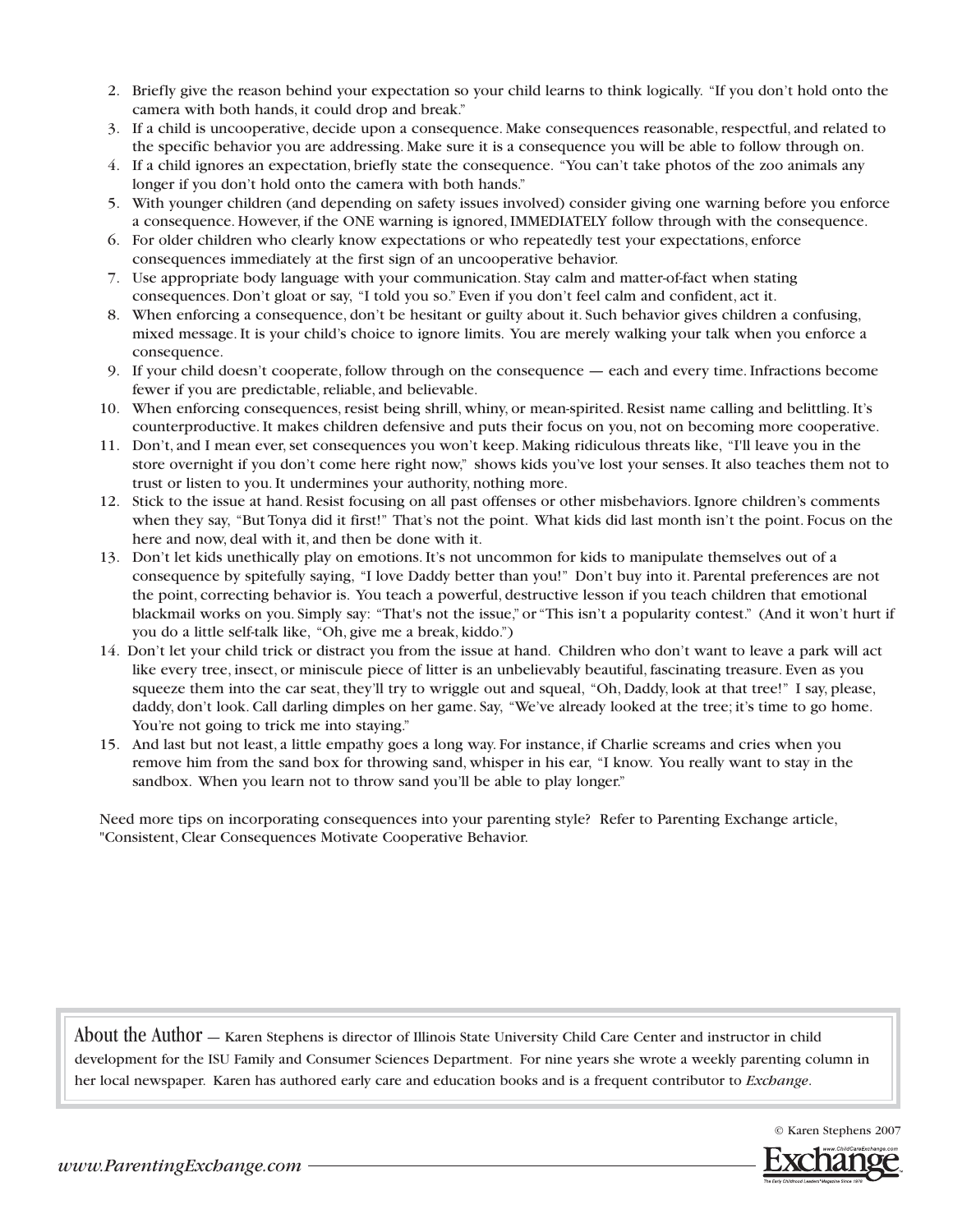2. Briefly give the reason behind your expectation so your child learns to think logically. "If you don't hold onto the camera with both hands, it could drop and break."
3. If a child is uncooperative, decide upon a consequence. Make consequences reasonable, respectful, and related to the specific behavior you are addressing. Make sure it is a consequence you will be able to follow through on.
4. If a child ignores an expectation, briefly state the consequence. "You can't take photos of the zoo animals any longer if you don't hold onto the camera with both hands."
5. With younger children (and depending on safety issues involved) consider giving one warning before you enforce a consequence. However, if the ONE warning is ignored, IMMEDIATELY follow through with the consequence.
6. For older children who clearly know expectations or who repeatedly test your expectations, enforce consequences immediately at the first sign of an uncooperative behavior.
7. Use appropriate body language with your communication. Stay calm and matter-of-fact when stating consequences. Don't gloat or say, "I told you so." Even if you don't feel calm and confident, act it.
8. When enforcing a consequence, don't be hesitant or guilty about it. Such behavior gives children a confusing, mixed message. It is your child's choice to ignore limits. You are merely walking your talk when you enforce a consequence.
9. If your child doesn't cooperate, follow through on the consequence — each and every time. Infractions become fewer if you are predictable, reliable, and believable.
10. When enforcing consequences, resist being shrill, whiny, or mean-spirited. Resist name calling and belittling. It's counterproductive. It makes children defensive and puts their focus on you, not on becoming more cooperative.
11. Don't, and I mean ever, set consequences you won't keep. Making ridiculous threats like, "I'll leave you in the store overnight if you don't come here right now," shows kids you've lost your senses. It also teaches them not to trust or listen to you. It undermines your authority, nothing more.
12. Stick to the issue at hand. Resist focusing on all past offenses or other misbehaviors. Ignore children's comments when they say, "But Tonya did it first!" That's not the point. What kids did last month isn't the point. Focus on the here and now, deal with it, and then be done with it.
13. Don't let kids unethically play on emotions. It's not uncommon for kids to manipulate themselves out of a consequence by spitefully saying, "I love Daddy better than you!" Don't buy into it. Parental preferences are not the point, correcting behavior is. You teach a powerful, destructive lesson if you teach children that emotional blackmail works on you. Simply say: "That's not the issue," or "This isn't a popularity contest." (And it won't hurt if you do a little self-talk like, "Oh, give me a break, kiddo.")
14. Don't let your child trick or distract you from the issue at hand. Children who don't want to leave a park will act like every tree, insect, or miniscule piece of litter is an unbelievably beautiful, fascinating treasure. Even as you squeeze them into the car seat, they'll try to wriggle out and squeal, "Oh, Daddy, look at that tree!" I say, please, daddy, don't look. Call darling dimples on her game. Say, "We've already looked at the tree; it's time to go home. You're not going to trick me into staying."
15. And last but not least, a little empathy goes a long way. For instance, if Charlie screams and cries when you remove him from the sand box for throwing sand, whisper in his ear, "I know. You really want to stay in the sandbox. When you learn not to throw sand you'll be able to play longer."

Need more tips on incorporating consequences into your parenting style? Refer to Parenting Exchange article, "Consistent, Clear Consequences Motivate Cooperative Behavior.

**About the Author** — Karen Stephens is director of Illinois State University Child Care Center and instructor in child development for the ISU Family and Consumer Sciences Department. For nine years she wrote a weekly parenting column in her local newspaper. Karen has authored early care and education books and is a frequent contributor to *Exchange*.

© Karen Stephens 2007